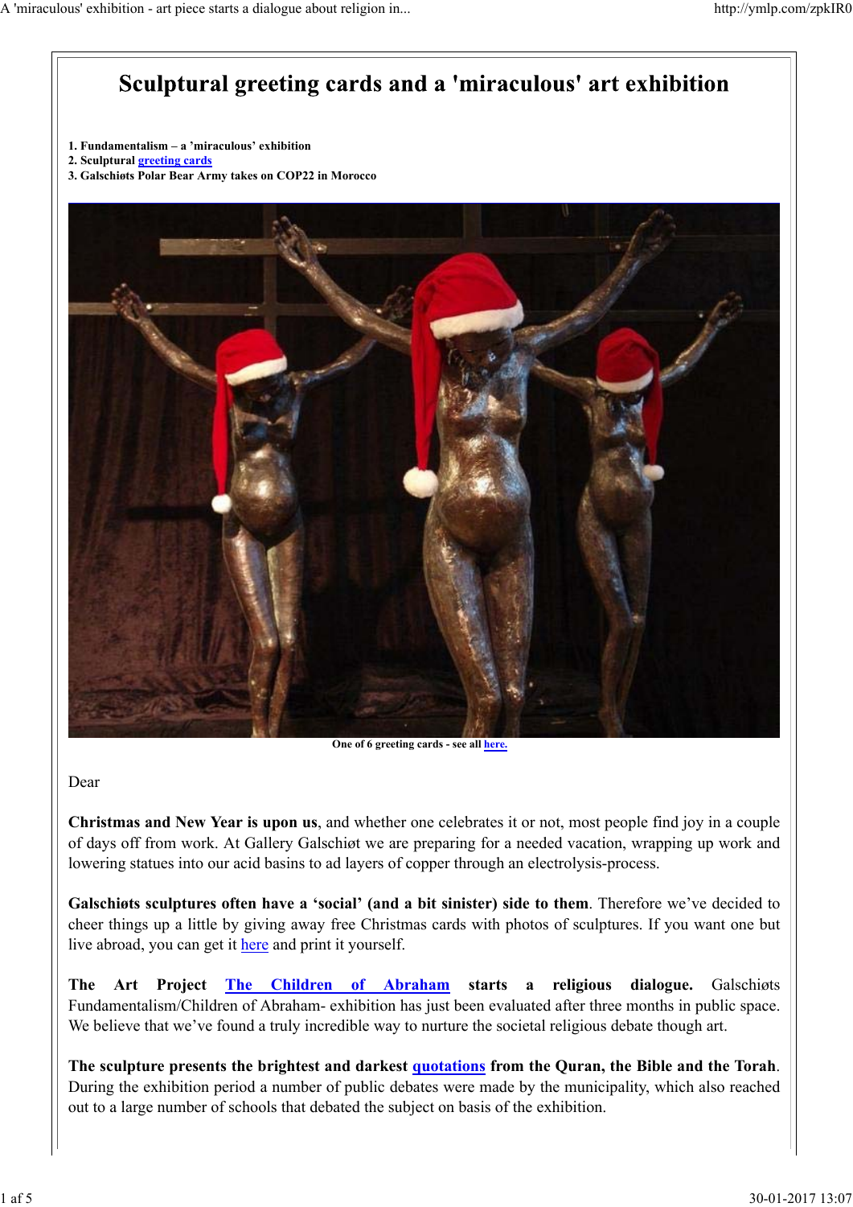# Sculptural greeting cards and a 'miraculous' art exhibition

**1. Fundamentalism – a 'miraculous' exhibition**
**2. Sculptural greeting cards**
**3. Galschiøts Polar Bear Army takes on COP22 in Morocco**

**One of 6 greeting cards - see all here.**

Dear

**Christmas and New Year is upon us**, and whether one celebrates it or not, most people find joy in a couple of days off from work. At Gallery Galschiøt we are preparing for a needed vacation, wrapping up work and lowering statues into our acid basins to ad layers of copper through an electrolysis-process.

**Galschiøts sculptures often have a 'social' (and a bit sinister) side to them**. Therefore we've decided to cheer things up a little by giving away free Christmas cards with photos of sculptures. If you want one but live abroad, you can get it here and print it yourself.

**The Art Project The Children of Abraham starts a religious dialogue.** Galschiøts Fundamentalism/Children of Abraham- exhibition has just been evaluated after three months in public space. We believe that we've found a truly incredible way to nurture the societal religious debate though art.

**The sculpture presents the brightest and darkest quotations from the Quran, the Bible and the Torah**. During the exhibition period a number of public debates were made by the municipality, which also reached out to a large number of schools that debated the subject on basis of the exhibition.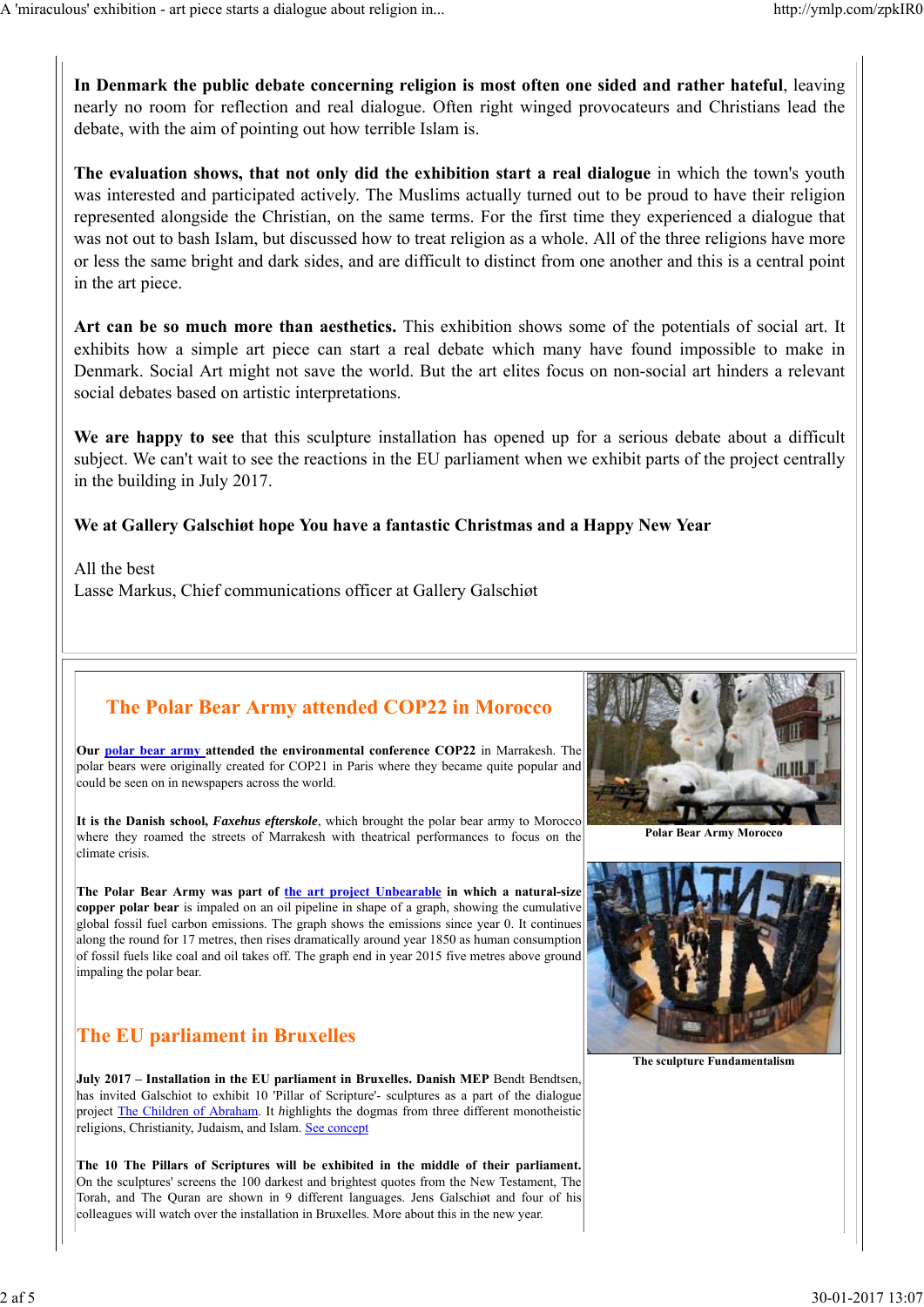**In Denmark the public debate concerning religion is most often one sided and rather hateful**, leaving nearly no room for reflection and real dialogue. Often right winged provocateurs and Christians lead the debate, with the aim of pointing out how terrible Islam is.

**The evaluation shows, that not only did the exhibition start a real dialogue** in which the town's youth was interested and participated actively. The Muslims actually turned out to be proud to have their religion represented alongside the Christian, on the same terms. For the first time they experienced a dialogue that was not out to bash Islam, but discussed how to treat religion as a whole. All of the three religions have more or less the same bright and dark sides, and are difficult to distinct from one another and this is a central point in the art piece.

**Art can be so much more than aesthetics.** This exhibition shows some of the potentials of social art. It exhibits how a simple art piece can start a real debate which many have found impossible to make in Denmark. Social Art might not save the world. But the art elites focus on non-social art hinders a relevant social debates based on artistic interpretations.

**We are happy to see** that this sculpture installation has opened up for a serious debate about a difficult subject. We can't wait to see the reactions in the EU parliament when we exhibit parts of the project centrally in the building in July 2017.

**We at Gallery Galschiøt hope You have a fantastic Christmas and a Happy New Year**

All the best
Lasse Markus, Chief communications officer at Gallery Galschiøt

## The Polar Bear Army attended COP22 in Morocco

**Our polar bear army attended the environmental conference COP22** in Marrakesh. The polar bears were originally created for COP21 in Paris where they became quite popular and could be seen on in newspapers across the world.

**It is the Danish school, *Faxehus efterskole***, which brought the polar bear army to Morocco where they roamed the streets of Marrakesh with theatrical performances to focus on the climate crisis.

**The Polar Bear Army was part of the art project Unbearable in which a natural-size copper polar bear** is impaled on an oil pipeline in shape of a graph, showing the cumulative global fossil fuel carbon emissions. The graph shows the emissions since year 0. It continues along the round for 17 metres, then rises dramatically around year 1850 as human consumption of fossil fuels like coal and oil takes off. The graph end in year 2015 five metres above ground impaling the polar bear.

Polar Bear Army Morocco

## The EU parliament in Bruxelles

**July 2017 – Installation in the EU parliament in Bruxelles. Danish MEP** Bendt Bendtsen, has invited Galschiot to exhibit 10 'Pillar of Scripture'- sculptures as a part of the dialogue project The Children of Abraham. It *h*ighlights the dogmas from three different monotheistic religions, Christianity, Judaism, and Islam. See concept

**The 10 The Pillars of Scriptures will be exhibited in the middle of their parliament.** On the sculptures' screens the 100 darkest and brightest quotes from the New Testament, The Torah, and The Quran are shown in 9 different languages. Jens Galschiøt and four of his colleagues will watch over the installation in Bruxelles. More about this in the new year.

The sculpture Fundamentalism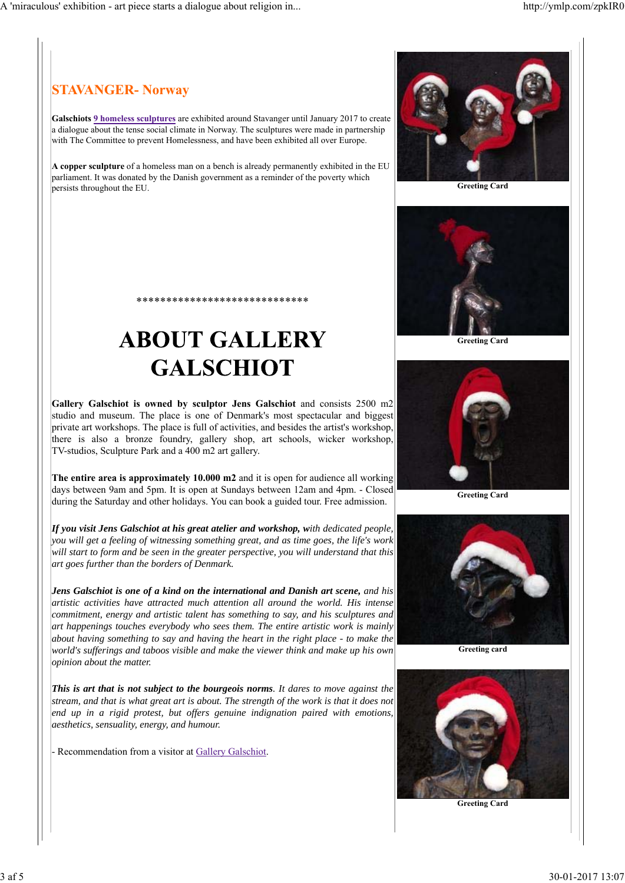## STAVANGER- Norway

**Galschiots** **9 homeless sculptures** are exhibited around Stavanger until January 2017 to create a dialogue about the tense social climate in Norway. The sculptures were made in partnership with The Committee to prevent Homelessness, and have been exhibited all over Europe.

**A copper sculpture** of a homeless man on a bench is already permanently exhibited in the EU parliament. It was donated by the Danish government as a reminder of the poverty which persists throughout the EU.

*****************************

# ABOUT GALLERY GALSCHIOT

**Gallery Galschiot is owned by sculptor Jens Galschiot** and consists 2500 m2 studio and museum. The place is one of Denmark's most spectacular and biggest private art workshops. The place is full of activities, and besides the artist's workshop, there is also a bronze foundry, gallery shop, art schools, wicker workshop, TV-studios, Sculpture Park and a 400 m2 art gallery.

**The entire area is approximately 10.000 m2** and it is open for audience all working days between 9am and 5pm. It is open at Sundays between 12am and 4pm. - Closed during the Saturday and other holidays. You can book a guided tour. Free admission.

***If you visit Jens Galschiot at his great atelier and workshop, w****ith dedicated people, you will get a feeling of witnessing something great, and as time goes, the life's work will start to form and be seen in the greater perspective, you will understand that this art goes further than the borders of Denmark.*

***Jens Galschiot is one of a kind on the international and Danish art scene,*** *and his artistic activities have attracted much attention all around the world. His intense commitment, energy and artistic talent has something to say, and his sculptures and art happenings touches everybody who sees them. The entire artistic work is mainly about having something to say and having the heart in the right place - to make the world's sufferings and taboos visible and make the viewer think and make up his own opinion about the matter.*

***This is art that is not subject to the bourgeois norms****. It dares to move against the stream, and that is what great art is about. The strength of the work is that it does not end up in a rigid protest, but offers genuine indignation paired with emotions, aesthetics, sensuality, energy, and humour.*

- Recommendation from a visitor at Gallery Galschiot.

Greeting Card

Greeting Card

Greeting Card

Greeting card

Greeting Card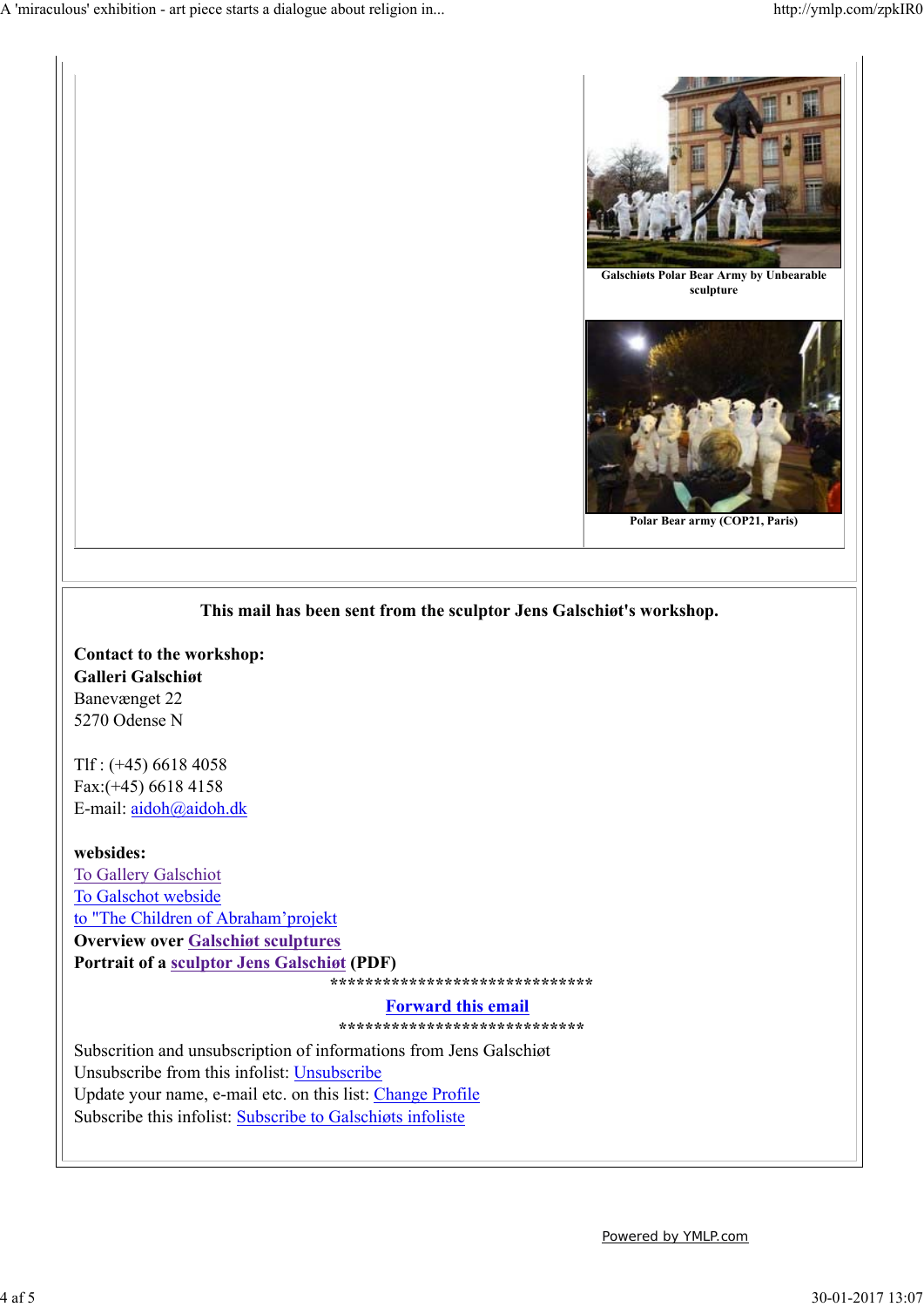Galschiøts Polar Bear Army by Unbearable sculpture

Polar Bear army (COP21, Paris)

**This mail has been sent from the sculptor Jens Galschiøt's workshop.**

**Contact to the workshop:**
**Galleri Galschiøt**
Banevænget 22
5270 Odense N

Tlf : (+45) 6618 4058
Fax:(+45) 6618 4158
E-mail: aidoh@aidoh.dk

**websides:**
To Gallery Galschiot
To Galschot webside
to "The Children of Abraham'projekt
**Overview over Galschiøt sculptures**
**Portrait of a sculptor Jens Galschiøt (PDF)**

*****************************

**Forward this email**

****************************

Subscrition and unsubscription of informations from Jens Galschiøt
Unsubscribe from this infolist: Unsubscribe
Update your name, e-mail etc. on this list: Change Profile
Subscribe this infolist: Subscribe to Galschiøts infoliste

Powered by YMLP.com